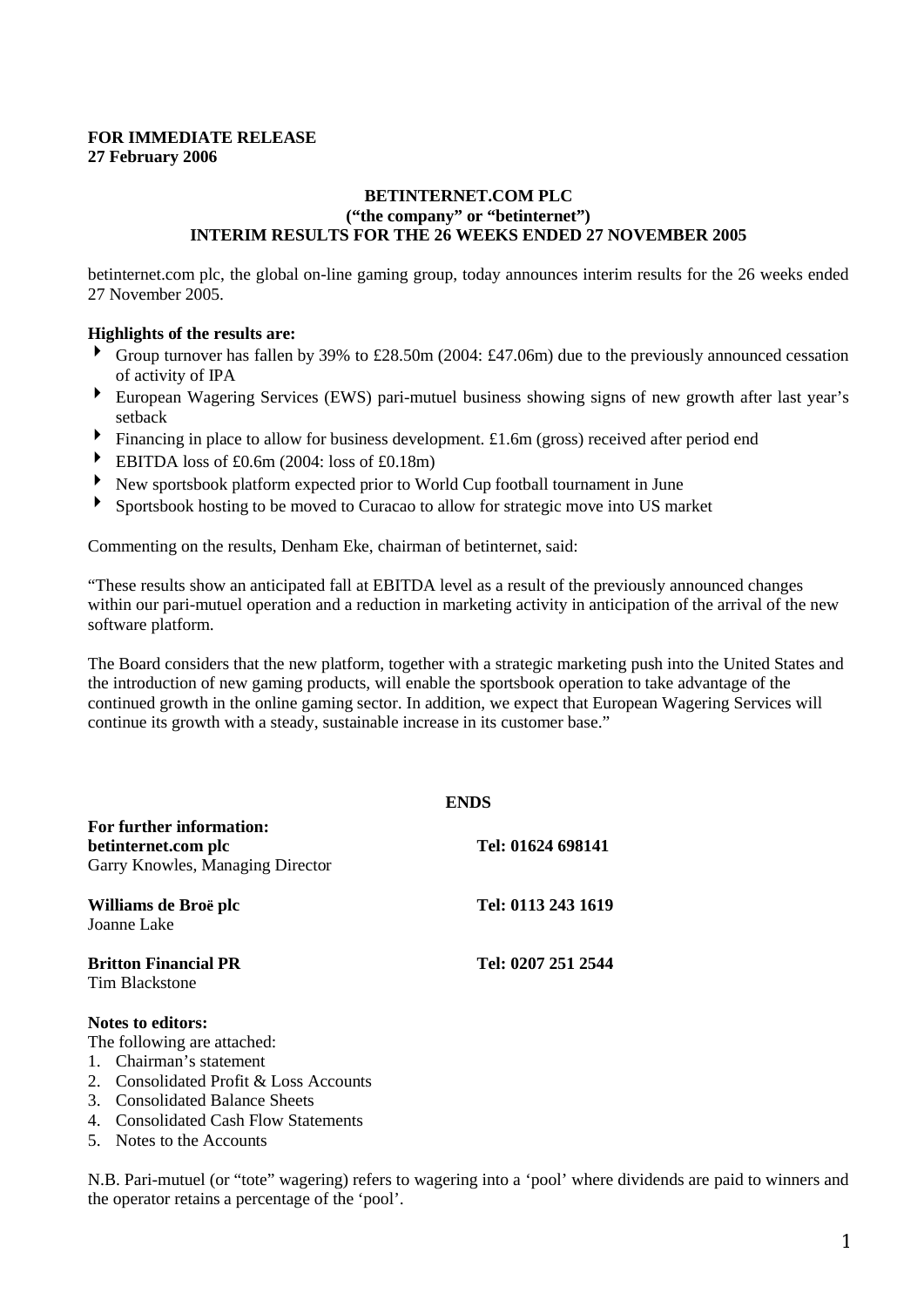**FOR IMMEDIATE RELEASE**
**27 February 2006**

# BETINTERNET.COM PLC
## ("the company" or "betinternet")
## INTERIM RESULTS FOR THE 26 WEEKS ENDED 27 NOVEMBER 2005

betinternet.com plc, the global on-line gaming group, today announces interim results for the 26 weeks ended 27 November 2005.

**Highlights of the results are:**

- Group turnover has fallen by 39% to £28.50m (2004: £47.06m) due to the previously announced cessation of activity of IPA
- European Wagering Services (EWS) pari-mutuel business showing signs of new growth after last year's setback
- Financing in place to allow for business development. £1.6m (gross) received after period end
- EBITDA loss of £0.6m (2004: loss of £0.18m)
- New sportsbook platform expected prior to World Cup football tournament in June
- Sportsbook hosting to be moved to Curacao to allow for strategic move into US market

Commenting on the results, Denham Eke, chairman of betinternet, said:

"These results show an anticipated fall at EBITDA level as a result of the previously announced changes within our pari-mutuel operation and a reduction in marketing activity in anticipation of the arrival of the new software platform.

The Board considers that the new platform, together with a strategic marketing push into the United States and the introduction of new gaming products, will enable the sportsbook operation to take advantage of the continued growth in the online gaming sector. In addition, we expect that European Wagering Services will continue its growth with a steady, sustainable increase in its customer base."

**ENDS**

**For further information:**

**betinternet.com plc** — **Tel: 01624 698141**
Garry Knowles, Managing Director

**Williams de Broë plc** — **Tel: 0113 243 1619**
Joanne Lake

**Britton Financial PR** — **Tel: 0207 251 2544**
Tim Blackstone

**Notes to editors:**
The following are attached:

1. Chairman's statement
2. Consolidated Profit & Loss Accounts
3. Consolidated Balance Sheets
4. Consolidated Cash Flow Statements
5. Notes to the Accounts

N.B. Pari-mutuel (or "tote" wagering) refers to wagering into a 'pool' where dividends are paid to winners and the operator retains a percentage of the 'pool'.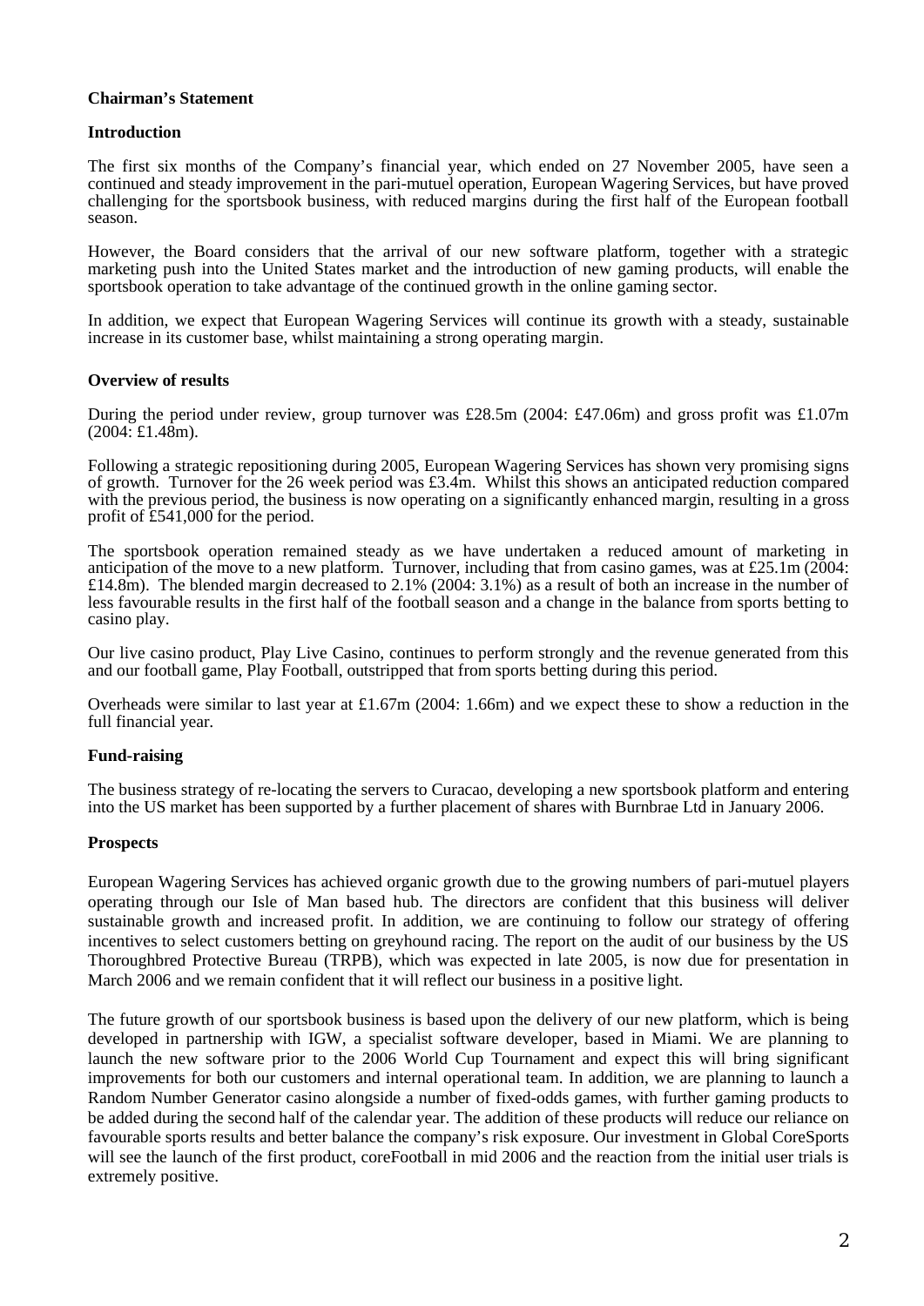## Chairman's Statement

### Introduction

The first six months of the Company's financial year, which ended on 27 November 2005, have seen a continued and steady improvement in the pari-mutuel operation, European Wagering Services, but have proved challenging for the sportsbook business, with reduced margins during the first half of the European football season.

However, the Board considers that the arrival of our new software platform, together with a strategic marketing push into the United States market and the introduction of new gaming products, will enable the sportsbook operation to take advantage of the continued growth in the online gaming sector.

In addition, we expect that European Wagering Services will continue its growth with a steady, sustainable increase in its customer base, whilst maintaining a strong operating margin.

### Overview of results

During the period under review, group turnover was £28.5m (2004: £47.06m) and gross profit was £1.07m (2004: £1.48m).

Following a strategic repositioning during 2005, European Wagering Services has shown very promising signs of growth. Turnover for the 26 week period was £3.4m. Whilst this shows an anticipated reduction compared with the previous period, the business is now operating on a significantly enhanced margin, resulting in a gross profit of £541,000 for the period.

The sportsbook operation remained steady as we have undertaken a reduced amount of marketing in anticipation of the move to a new platform. Turnover, including that from casino games, was at £25.1m (2004: £14.8m). The blended margin decreased to 2.1% (2004: 3.1%) as a result of both an increase in the number of less favourable results in the first half of the football season and a change in the balance from sports betting to casino play.

Our live casino product, Play Live Casino, continues to perform strongly and the revenue generated from this and our football game, Play Football, outstripped that from sports betting during this period.

Overheads were similar to last year at £1.67m (2004: 1.66m) and we expect these to show a reduction in the full financial year.

### Fund-raising

The business strategy of re-locating the servers to Curacao, developing a new sportsbook platform and entering into the US market has been supported by a further placement of shares with Burnbrae Ltd in January 2006.

### Prospects

European Wagering Services has achieved organic growth due to the growing numbers of pari-mutuel players operating through our Isle of Man based hub. The directors are confident that this business will deliver sustainable growth and increased profit. In addition, we are continuing to follow our strategy of offering incentives to select customers betting on greyhound racing. The report on the audit of our business by the US Thoroughbred Protective Bureau (TRPB), which was expected in late 2005, is now due for presentation in March 2006 and we remain confident that it will reflect our business in a positive light.

The future growth of our sportsbook business is based upon the delivery of our new platform, which is being developed in partnership with IGW, a specialist software developer, based in Miami. We are planning to launch the new software prior to the 2006 World Cup Tournament and expect this will bring significant improvements for both our customers and internal operational team. In addition, we are planning to launch a Random Number Generator casino alongside a number of fixed-odds games, with further gaming products to be added during the second half of the calendar year. The addition of these products will reduce our reliance on favourable sports results and better balance the company's risk exposure. Our investment in Global CoreSports will see the launch of the first product, coreFootball in mid 2006 and the reaction from the initial user trials is extremely positive.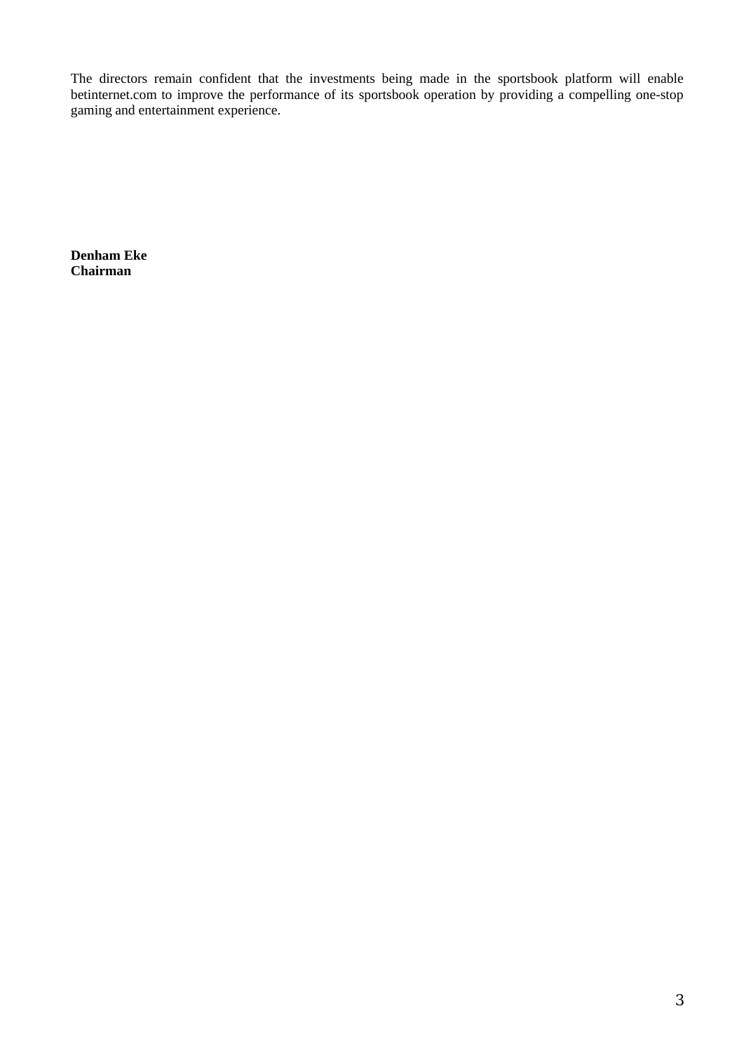The directors remain confident that the investments being made in the sportsbook platform will enable betinternet.com to improve the performance of its sportsbook operation by providing a compelling one-stop gaming and entertainment experience.

**Denham Eke**
**Chairman**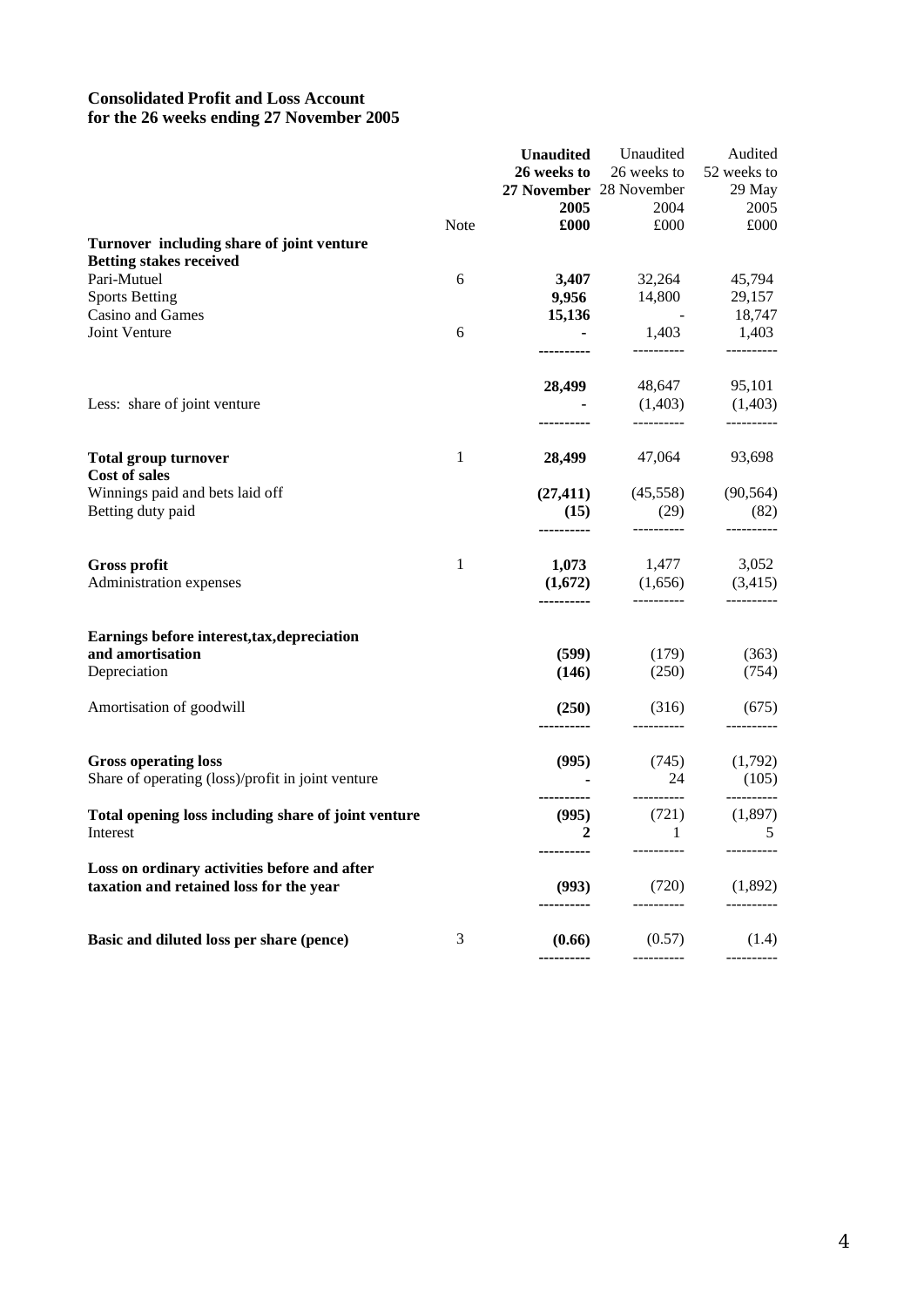## Consolidated Profit and Loss Account
## for the 26 weeks ending 27 November 2005

| | Note | **Unaudited 26 weeks to 27 November 2005 £000** | Unaudited 26 weeks to 28 November 2004 £000 | Audited 52 weeks to 29 May 2005 £000 |
|---|---|---|---|---|
| **Turnover including share of joint venture** | | | | |
| **Betting stakes received** | | | | |
| Pari-Mutuel | 6 | **3,407** | 32,264 | 45,794 |
| Sports Betting | | **9,956** | 14,800 | 29,157 |
| Casino and Games | | **15,136** | - | 18,747 |
| Joint Venture | 6 | **-** | 1,403 | 1,403 |
| | | **28,499** | 48,647 | 95,101 |
| Less: share of joint venture | | **-** | (1,403) | (1,403) |
| **Total group turnover** | 1 | **28,499** | 47,064 | 93,698 |
| **Cost of sales** | | | | |
| Winnings paid and bets laid off | | **(27,411)** | (45,558) | (90,564) |
| Betting duty paid | | **(15)** | (29) | (82) |
| **Gross profit** | 1 | **1,073** | 1,477 | 3,052 |
| Administration expenses | | **(1,672)** | (1,656) | (3,415) |
| **Earnings before interest,tax,depreciation and amortisation** | | **(599)** | (179) | (363) |
| Depreciation | | **(146)** | (250) | (754) |
| Amortisation of goodwill | | **(250)** | (316) | (675) |
| **Gross operating loss** | | **(995)** | (745) | (1,792) |
| Share of operating (loss)/profit in joint venture | | **-** | 24 | (105) |
| **Total opening loss including share of joint venture** | | **(995)** | (721) | (1,897) |
| Interest | | **2** | 1 | 5 |
| **Loss on ordinary activities before and after taxation and retained loss for the year** | | **(993)** | (720) | (1,892) |
| **Basic and diluted loss per share (pence)** | 3 | **(0.66)** | (0.57) | (1.4) |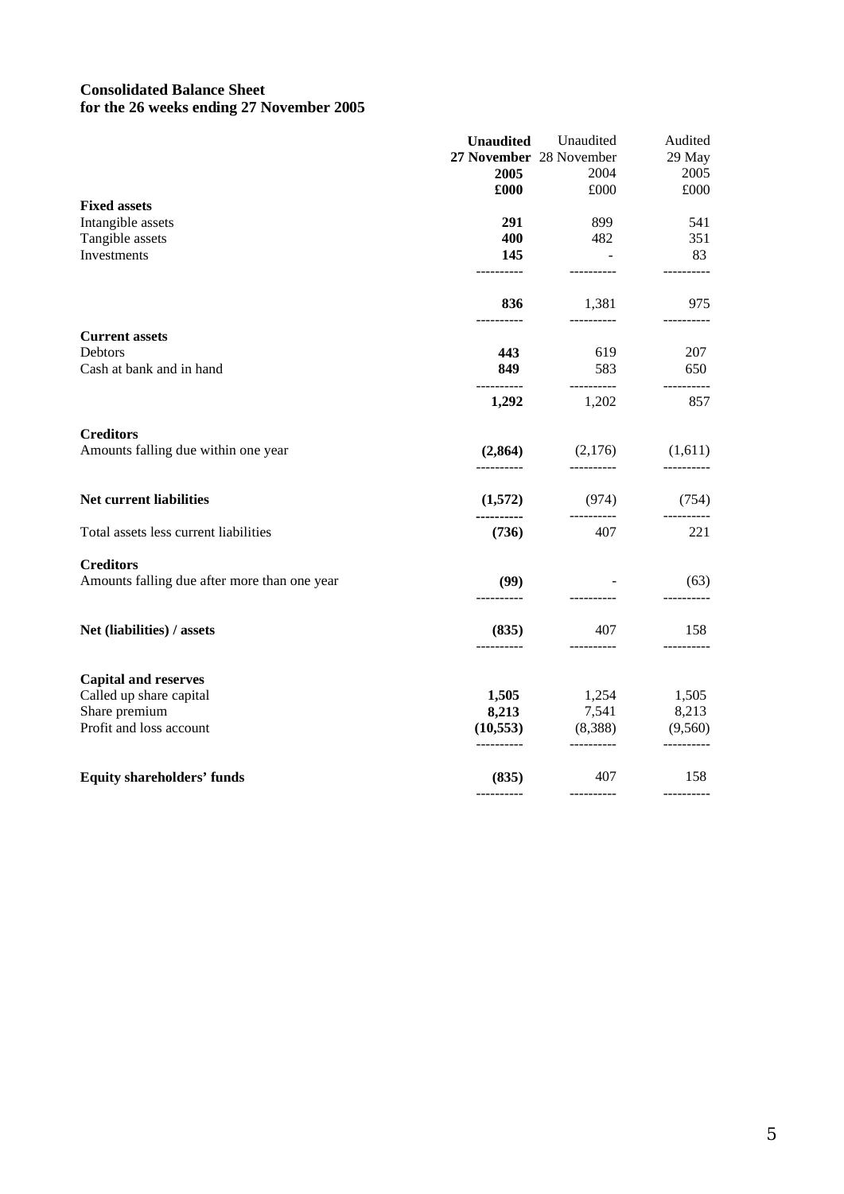**Consolidated Balance Sheet**
**for the 26 weeks ending 27 November 2005**

| | **Unaudited** | Unaudited | Audited |
|---|---|---|---|
| | **27 November** | 28 November | 29 May |
| | **2005** | 2004 | 2005 |
| | **£000** | £000 | £000 |
| **Fixed assets** | | | |
| Intangible assets | **291** | 899 | 541 |
| Tangible assets | **400** | 482 | 351 |
| Investments | **145** | - | 83 |
| | **836** | 1,381 | 975 |
| **Current assets** | | | |
| Debtors | **443** | 619 | 207 |
| Cash at bank and in hand | **849** | 583 | 650 |
| | **1,292** | 1,202 | 857 |
| **Creditors** | | | |
| Amounts falling due within one year | **(2,864)** | (2,176) | (1,611) |
| **Net current liabilities** | **(1,572)** | (974) | (754) |
| Total assets less current liabilities | **(736)** | 407 | 221 |
| **Creditors** | | | |
| Amounts falling due after more than one year | **(99)** | - | (63) |
| **Net (liabilities) / assets** | **(835)** | 407 | 158 |
| **Capital and reserves** | | | |
| Called up share capital | **1,505** | 1,254 | 1,505 |
| Share premium | **8,213** | 7,541 | 8,213 |
| Profit and loss account | **(10,553)** | (8,388) | (9,560) |
| **Equity shareholders' funds** | **(835)** | 407 | 158 |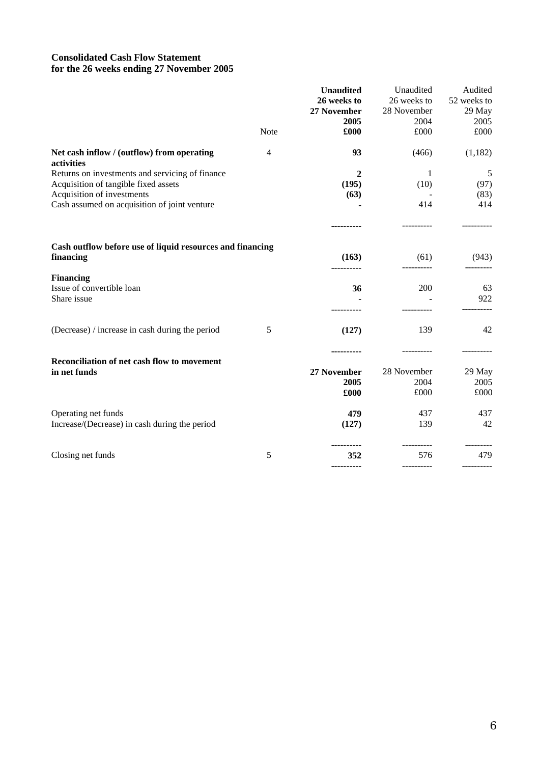**Consolidated Cash Flow Statement**
**for the 26 weeks ending 27 November 2005**

| | Note | **Unaudited 26 weeks to 27 November 2005 £000** | Unaudited 26 weeks to 28 November 2004 £000 | Audited 52 weeks to 29 May 2005 £000 |
|---|---|---|---|---|
| **Net cash inflow / (outflow) from operating activities** | 4 | **93** | (466) | (1,182) |
| Returns on investments and servicing of finance | | **2** | 1 | 5 |
| Acquisition of tangible fixed assets | | **(195)** | (10) | (97) |
| Acquisition of investments | | **(63)** | - | (83) |
| Cash assumed on acquisition of joint venture | | **-** | 414 | 414 |
| **Cash outflow before use of liquid resources and financing financing** | | **(163)** | (61) | (943) |
| **Financing** | | | | |
| Issue of convertible loan | | **36** | 200 | 63 |
| Share issue | | **-** | - | 922 |
| (Decrease) / increase in cash during the period | 5 | **(127)** | 139 | 42 |

| **Reconciliation of net cash flow to movement in net funds** | | **27 November 2005 £000** | 28 November 2004 £000 | 29 May 2005 £000 |
|---|---|---|---|---|
| Operating net funds | | **479** | 437 | 437 |
| Increase/(Decrease) in cash during the period | | **(127)** | 139 | 42 |
| Closing net funds | 5 | **352** | 576 | 479 |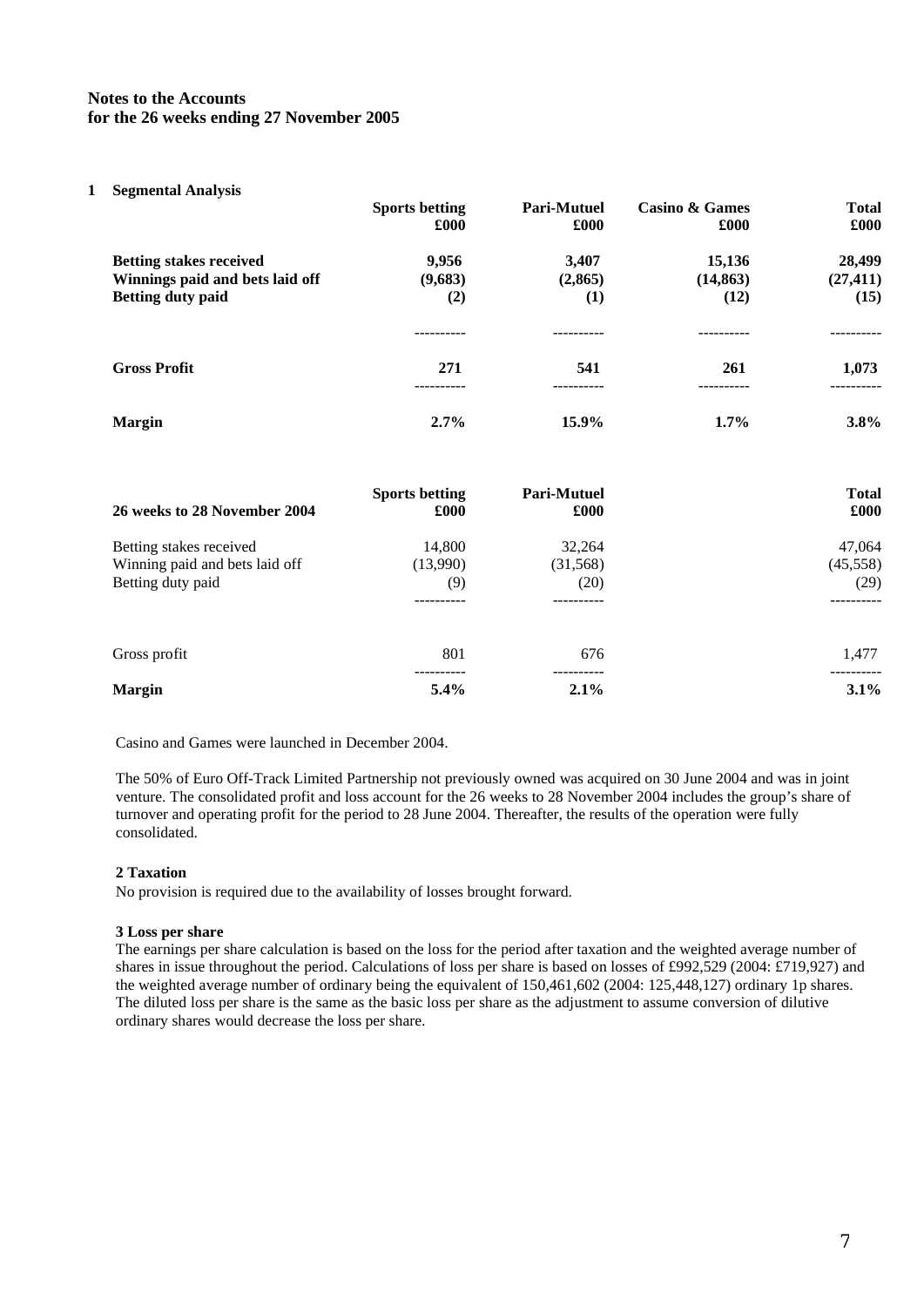**Notes to the Accounts**
**for the 26 weeks ending 27 November 2005**

**1 Segmental Analysis**

| | Sports betting £000 | Pari-Mutuel £000 | Casino & Games £000 | Total £000 |
|---|---|---|---|---|
| **Betting stakes received** | **9,956** | **3,407** | **15,136** | **28,499** |
| **Winnings paid and bets laid off** | **(9,683)** | **(2,865)** | **(14,863)** | **(27,411)** |
| **Betting duty paid** | **(2)** | **(1)** | **(12)** | **(15)** |
| **Gross Profit** | **271** | **541** | **261** | **1,073** |
| **Margin** | **2.7%** | **15.9%** | **1.7%** | **3.8%** |

| **26 weeks to 28 November 2004** | Sports betting £000 | Pari-Mutuel £000 | Total £000 |
|---|---|---|---|
| Betting stakes received | 14,800 | 32,264 | 47,064 |
| Winning paid and bets laid off | (13,990) | (31,568) | (45,558) |
| Betting duty paid | (9) | (20) | (29) |
| Gross profit | 801 | 676 | 1,477 |
| **Margin** | **5.4%** | **2.1%** | **3.1%** |

Casino and Games were launched in December 2004.

The 50% of Euro Off-Track Limited Partnership not previously owned was acquired on 30 June 2004 and was in joint venture. The consolidated profit and loss account for the 26 weeks to 28 November 2004 includes the group's share of turnover and operating profit for the period to 28 June 2004. Thereafter, the results of the operation were fully consolidated.

**2 Taxation**

No provision is required due to the availability of losses brought forward.

**3 Loss per share**

The earnings per share calculation is based on the loss for the period after taxation and the weighted average number of shares in issue throughout the period. Calculations of loss per share is based on losses of £992,529 (2004: £719,927) and the weighted average number of ordinary being the equivalent of 150,461,602 (2004: 125,448,127) ordinary 1p shares. The diluted loss per share is the same as the basic loss per share as the adjustment to assume conversion of dilutive ordinary shares would decrease the loss per share.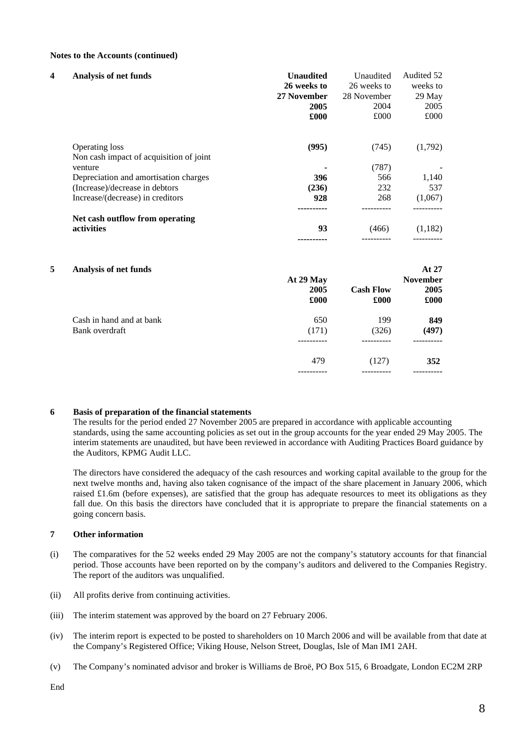**Notes to the Accounts (continued)**

**4 Analysis of net funds**

| | **Unaudited 26 weeks to 27 November 2005 £000** | Unaudited 26 weeks to 28 November 2004 £000 | Audited 52 weeks to 29 May 2005 £000 |
|---|---|---|---|
| Operating loss | **(995)** | (745) | (1,792) |
| Non cash impact of acquisition of joint venture | **-** | (787) | - |
| Depreciation and amortisation charges | **396** | 566 | 1,140 |
| (Increase)/decrease in debtors | **(236)** | 232 | 537 |
| Increase/(decrease) in creditors | **928** | 268 | (1,067) |
| **Net cash outflow from operating activities** | **93** | (466) | (1,182) |

**5 Analysis of net funds**

| | At 29 May 2005 £000 | **Cash Flow £000** | **At 27 November 2005 £000** |
|---|---|---|---|
| Cash in hand and at bank | 650 | 199 | **849** |
| Bank overdraft | (171) | (326) | **(497)** |
| | 479 | (127) | **352** |

**6 Basis of preparation of the financial statements**

The results for the period ended 27 November 2005 are prepared in accordance with applicable accounting standards, using the same accounting policies as set out in the group accounts for the year ended 29 May 2005. The interim statements are unaudited, but have been reviewed in accordance with Auditing Practices Board guidance by the Auditors, KPMG Audit LLC.

The directors have considered the adequacy of the cash resources and working capital available to the group for the next twelve months and, having also taken cognisance of the impact of the share placement in January 2006, which raised £1.6m (before expenses), are satisfied that the group has adequate resources to meet its obligations as they fall due. On this basis the directors have concluded that it is appropriate to prepare the financial statements on a going concern basis.

**7 Other information**

(i) The comparatives for the 52 weeks ended 29 May 2005 are not the company's statutory accounts for that financial period. Those accounts have been reported on by the company's auditors and delivered to the Companies Registry. The report of the auditors was unqualified.

(ii) All profits derive from continuing activities.

(iii) The interim statement was approved by the board on 27 February 2006.

(iv) The interim report is expected to be posted to shareholders on 10 March 2006 and will be available from that date at the Company's Registered Office; Viking House, Nelson Street, Douglas, Isle of Man IM1 2AH.

(v) The Company's nominated advisor and broker is Williams de Broë, PO Box 515, 6 Broadgate, London EC2M 2RP

End